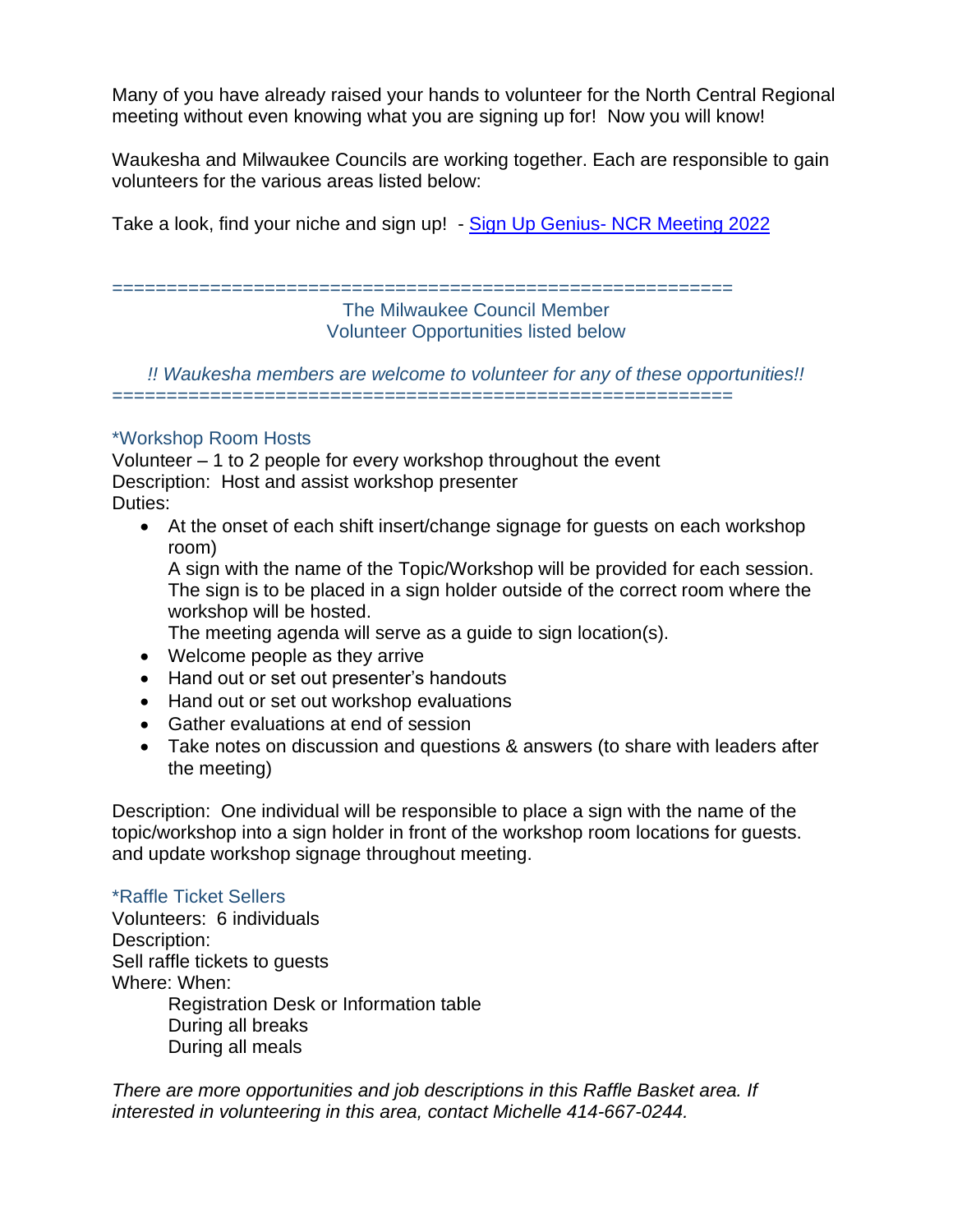Many of you have already raised your hands to volunteer for the North Central Regional meeting without even knowing what you are signing up for! Now you will know!

Waukesha and Milwaukee Councils are working together. Each are responsible to gain volunteers for the various areas listed below:

Take a look, find your niche and sign up! - [Sign Up Genius- NCR Meeting 2022]

==========================================================

The Milwaukee Council Member
Volunteer Opportunities listed below

*!! Waukesha members are welcome to volunteer for any of these opportunities!!*

==========================================================

### *Workshop Room Hosts

Volunteer – 1 to 2 people for every workshop throughout the event
Description: Host and assist workshop presenter
Duties:

- At the onset of each shift insert/change signage for guests on each workshop room)
  A sign with the name of the Topic/Workshop will be provided for each session. The sign is to be placed in a sign holder outside of the correct room where the workshop will be hosted.
  The meeting agenda will serve as a guide to sign location(s).
- Welcome people as they arrive
- Hand out or set out presenter's handouts
- Hand out or set out workshop evaluations
- Gather evaluations at end of session
- Take notes on discussion and questions & answers (to share with leaders after the meeting)

Description: One individual will be responsible to place a sign with the name of the topic/workshop into a sign holder in front of the workshop room locations for guests. and update workshop signage throughout meeting.

### *Raffle Ticket Sellers

Volunteers: 6 individuals
Description:
Sell raffle tickets to guests
Where: When:

Registration Desk or Information table
During all breaks
During all meals

*There are more opportunities and job descriptions in this Raffle Basket area. If interested in volunteering in this area, contact Michelle 414-667-0244.*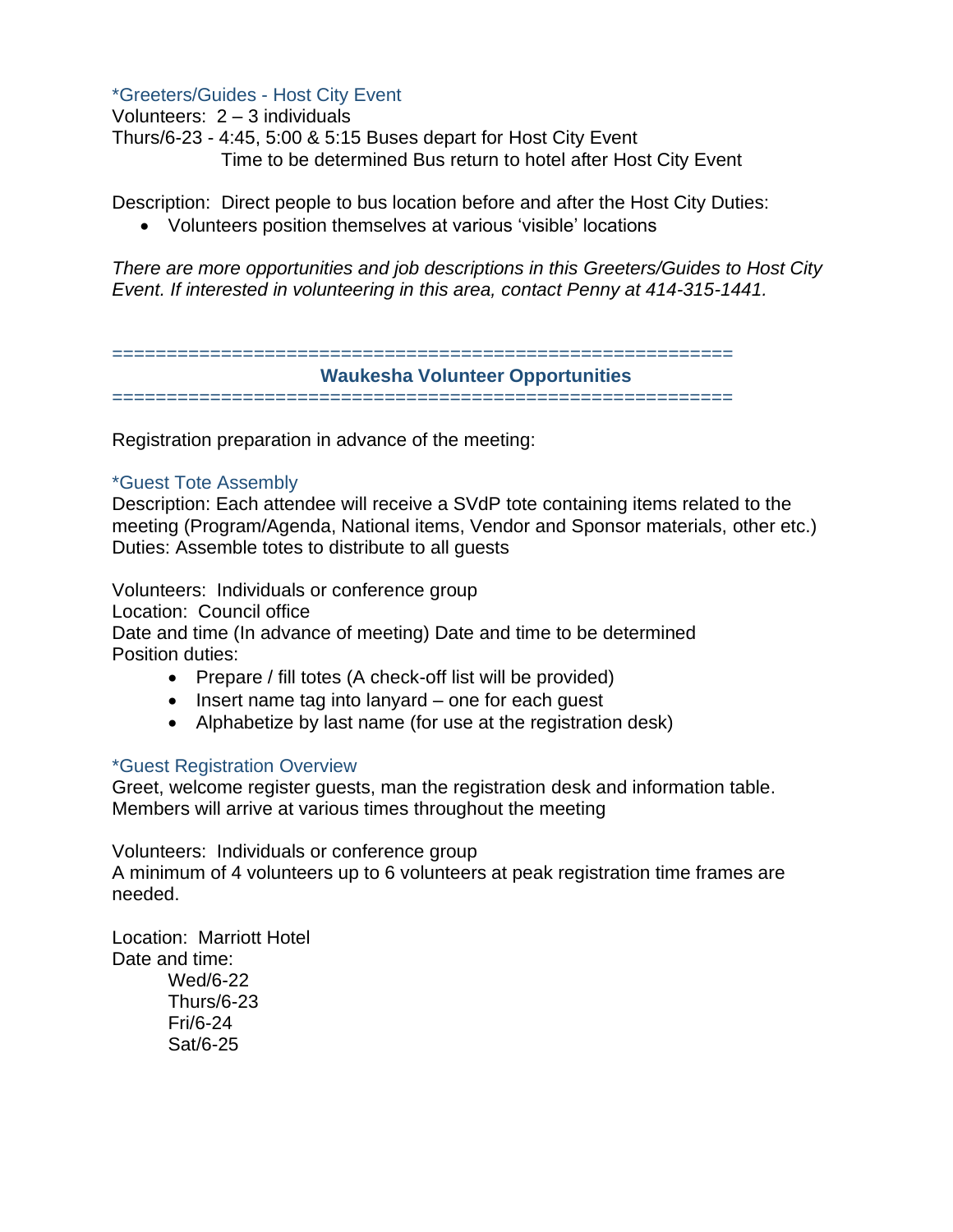### *Greeters/Guides - Host City Event

Volunteers: 2 – 3 individuals
Thurs/6-23 - 4:45, 5:00 & 5:15 Buses depart for Host City Event
Time to be determined Bus return to hotel after Host City Event

Description: Direct people to bus location before and after the Host City Duties:

- Volunteers position themselves at various 'visible' locations

*There are more opportunities and job descriptions in this Greeters/Guides to Host City Event. If interested in volunteering in this area, contact Penny at 414-315-1441.*

=========================================================

## Waukesha Volunteer Opportunities

=========================================================

Registration preparation in advance of the meeting:

### *Guest Tote Assembly

Description: Each attendee will receive a SVdP tote containing items related to the meeting (Program/Agenda, National items, Vendor and Sponsor materials, other etc.)
Duties: Assemble totes to distribute to all guests

Volunteers: Individuals or conference group
Location: Council office
Date and time (In advance of meeting) Date and time to be determined
Position duties:

- Prepare / fill totes (A check-off list will be provided)
- Insert name tag into lanyard – one for each guest
- Alphabetize by last name (for use at the registration desk)

### *Guest Registration Overview

Greet, welcome register guests, man the registration desk and information table.
Members will arrive at various times throughout the meeting

Volunteers: Individuals or conference group
A minimum of 4 volunteers up to 6 volunteers at peak registration time frames are needed.

Location: Marriott Hotel
Date and time:

Wed/6-22
Thurs/6-23
Fri/6-24
Sat/6-25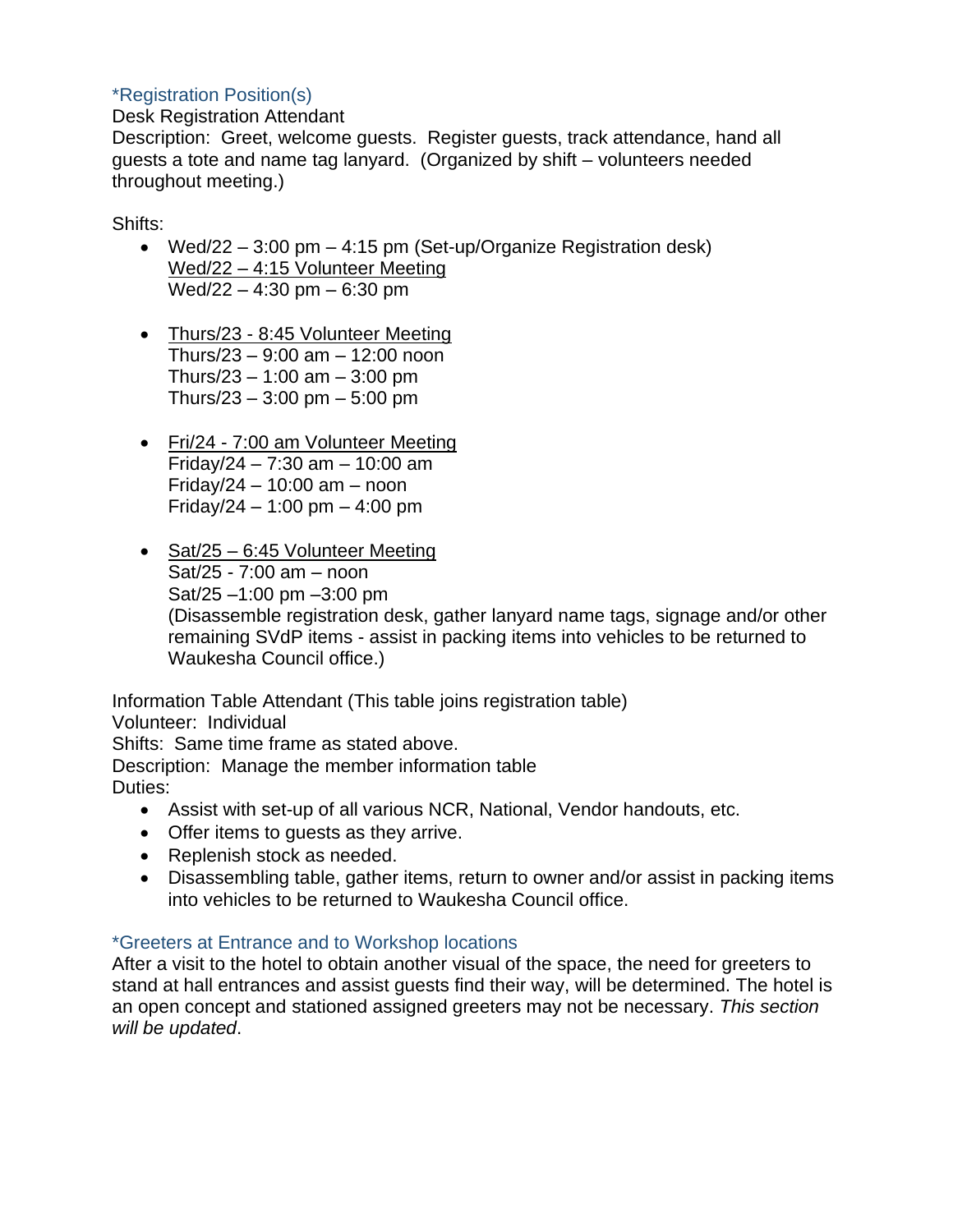### *Registration Position(s)

Desk Registration Attendant
Description: Greet, welcome guests. Register guests, track attendance, hand all guests a tote and name tag lanyard. (Organized by shift – volunteers needed throughout meeting.)

Shifts:

- Wed/22 – 3:00 pm – 4:15 pm (Set-up/Organize Registration desk)
  <u>Wed/22 – 4:15 Volunteer Meeting</u>
  Wed/22 – 4:30 pm – 6:30 pm

- <u>Thurs/23 - 8:45 Volunteer Meeting</u>
  Thurs/23 – 9:00 am – 12:00 noon
  Thurs/23 – 1:00 am – 3:00 pm
  Thurs/23 – 3:00 pm – 5:00 pm

- <u>Fri/24 - 7:00 am Volunteer Meeting</u>
  Friday/24 – 7:30 am – 10:00 am
  Friday/24 – 10:00 am – noon
  Friday/24 – 1:00 pm – 4:00 pm

- <u>Sat/25 – 6:45 Volunteer Meeting</u>
  Sat/25 - 7:00 am – noon
  Sat/25 –1:00 pm –3:00 pm
  (Disassemble registration desk, gather lanyard name tags, signage and/or other remaining SVdP items - assist in packing items into vehicles to be returned to Waukesha Council office.)

Information Table Attendant (This table joins registration table)
Volunteer: Individual
Shifts: Same time frame as stated above.
Description: Manage the member information table
Duties:

- Assist with set-up of all various NCR, National, Vendor handouts, etc.
- Offer items to guests as they arrive.
- Replenish stock as needed.
- Disassembling table, gather items, return to owner and/or assist in packing items into vehicles to be returned to Waukesha Council office.

### *Greeters at Entrance and to Workshop locations

After a visit to the hotel to obtain another visual of the space, the need for greeters to stand at hall entrances and assist guests find their way, will be determined. The hotel is an open concept and stationed assigned greeters may not be necessary. *This section will be updated*.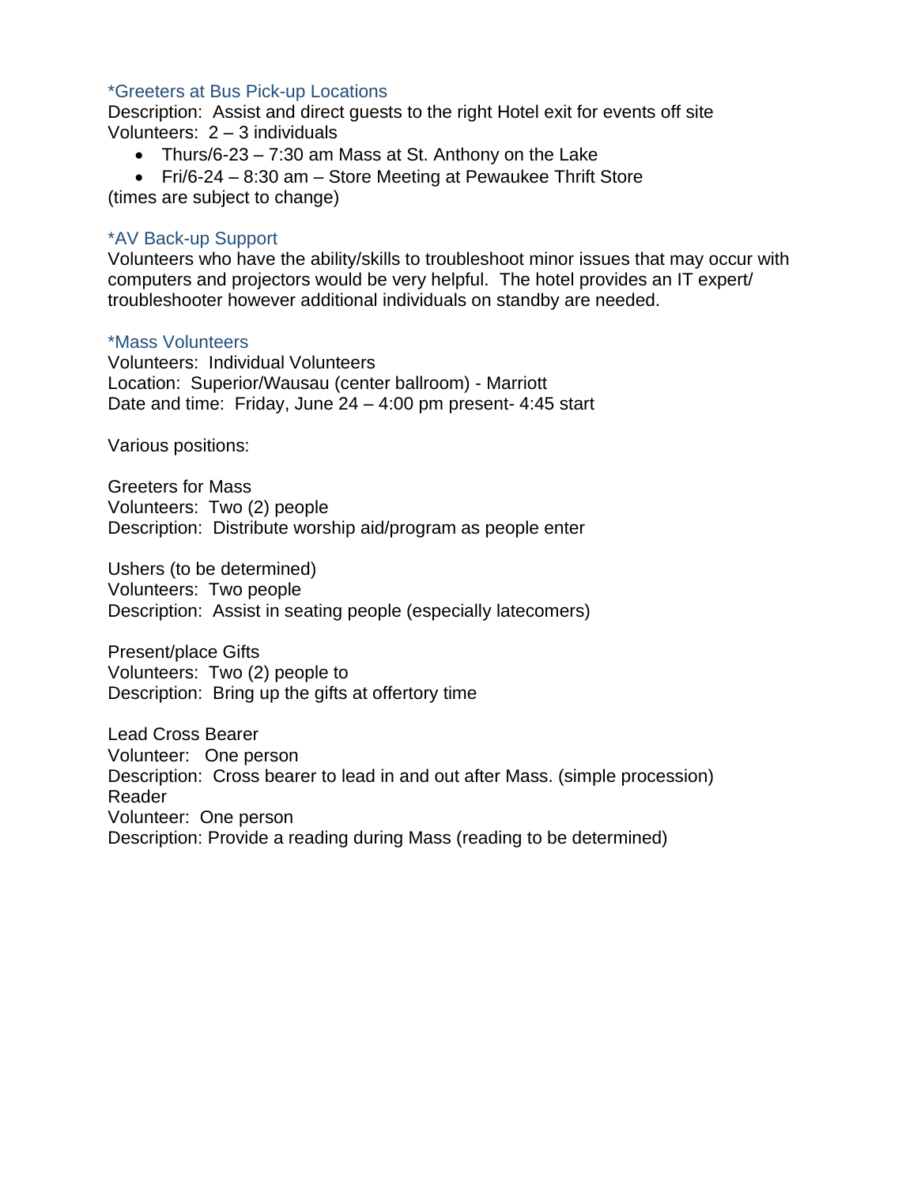### *Greeters at Bus Pick-up Locations

Description: Assist and direct guests to the right Hotel exit for events off site
Volunteers: 2 – 3 individuals

- Thurs/6-23 – 7:30 am Mass at St. Anthony on the Lake
- Fri/6-24 – 8:30 am – Store Meeting at Pewaukee Thrift Store

(times are subject to change)

### *AV Back-up Support

Volunteers who have the ability/skills to troubleshoot minor issues that may occur with computers and projectors would be very helpful. The hotel provides an IT expert/ troubleshooter however additional individuals on standby are needed.

### *Mass Volunteers

Volunteers: Individual Volunteers
Location: Superior/Wausau (center ballroom) - Marriott
Date and time: Friday, June 24 – 4:00 pm present- 4:45 start

Various positions:

Greeters for Mass
Volunteers: Two (2) people
Description: Distribute worship aid/program as people enter

Ushers (to be determined)
Volunteers: Two people
Description: Assist in seating people (especially latecomers)

Present/place Gifts
Volunteers: Two (2) people to
Description: Bring up the gifts at offertory time

Lead Cross Bearer
Volunteer: One person
Description: Cross bearer to lead in and out after Mass. (simple procession)
Reader
Volunteer: One person
Description: Provide a reading during Mass (reading to be determined)